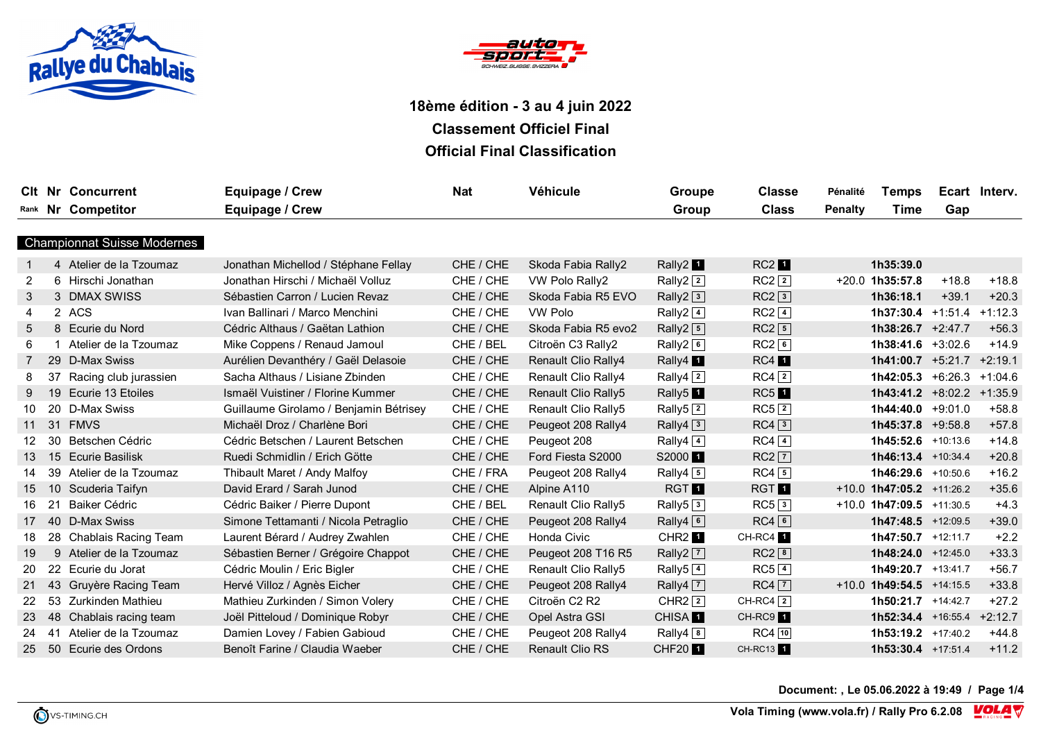# 18ème édition - 3 au 4 juin 2022

## Classement Officiel Final

## Official Final Classification

| Clt Rank | Nr Nr | Concurrent Competitor | Equipage / Crew | Nat | Véhicule | Groupe Group | Classe Class | Pénalité Penalty | Temps Time | Ecart Gap | Interv. |
|---|---|---|---|---|---|---|---|---|---|---|---|
| **Championnat Suisse Modernes** | | | | | | | | | | | |
| 1 | 4 | Atelier de la Tzoumaz | Jonathan Michellod / Stéphane Fellay | CHE / CHE | Skoda Fabia Rally2 | Rally2 1 | RC2 1 | | **1h35:39.0** | | |
| 2 | 6 | Hirschi Jonathan | Jonathan Hirschi / Michaël Volluz | CHE / CHE | VW Polo Rally2 | Rally2 2 | RC2 2 | +20.0 | **1h35:57.8** | +18.8 | +18.8 |
| 3 | 3 | DMAX SWISS | Sébastien Carron / Lucien Revaz | CHE / CHE | Skoda Fabia R5 EVO | Rally2 3 | RC2 3 | | **1h36:18.1** | +39.1 | +20.3 |
| 4 | 2 | ACS | Ivan Ballinari / Marco Menchini | CHE / CHE | VW Polo | Rally2 4 | RC2 4 | | **1h37:30.4** | +1:51.4 | +1:12.3 |
| 5 | 8 | Ecurie du Nord | Cédric Althaus / Gaëtan Lathion | CHE / CHE | Skoda Fabia R5 evo2 | Rally2 5 | RC2 5 | | **1h38:26.7** | +2:47.7 | +56.3 |
| 6 | 1 | Atelier de la Tzoumaz | Mike Coppens / Renaud Jamoul | CHE / BEL | Citroën C3 Rally2 | Rally2 6 | RC2 6 | | **1h38:41.6** | +3:02.6 | +14.9 |
| 7 | 29 | D-Max Swiss | Aurélien Devanthéry / Gaël Delasoie | CHE / CHE | Renault Clio Rally4 | Rally4 1 | RC4 1 | | **1h41:00.7** | +5:21.7 | +2:19.1 |
| 8 | 37 | Racing club jurassien | Sacha Althaus / Lisiane Zbinden | CHE / CHE | Renault Clio Rally4 | Rally4 2 | RC4 2 | | **1h42:05.3** | +6:26.3 | +1:04.6 |
| 9 | 19 | Ecurie 13 Etoiles | Ismaël Vuistiner / Florine Kummer | CHE / CHE | Renault Clio Rally5 | Rally5 1 | RC5 1 | | **1h43:41.2** | +8:02.2 | +1:35.9 |
| 10 | 20 | D-Max Swiss | Guillaume Girolamo / Benjamin Bétrisey | CHE / CHE | Renault Clio Rally5 | Rally5 2 | RC5 2 | | **1h44:40.0** | +9:01.0 | +58.8 |
| 11 | 31 | FMVS | Michaël Droz / Charlène Bori | CHE / CHE | Peugeot 208 Rally4 | Rally4 3 | RC4 3 | | **1h45:37.8** | +9:58.8 | +57.8 |
| 12 | 30 | Betschen Cédric | Cédric Betschen / Laurent Betschen | CHE / CHE | Peugeot 208 | Rally4 4 | RC4 4 | | **1h45:52.6** | +10:13.6 | +14.8 |
| 13 | 15 | Ecurie Basilisk | Ruedi Schmidlin / Erich Götte | CHE / CHE | Ford Fiesta S2000 | S2000 1 | RC2 7 | | **1h46:13.4** | +10:34.4 | +20.8 |
| 14 | 39 | Atelier de la Tzoumaz | Thibault Maret / Andy Malfoy | CHE / FRA | Peugeot 208 Rally4 | Rally4 5 | RC4 5 | | **1h46:29.6** | +10:50.6 | +16.2 |
| 15 | 10 | Scuderia Taifyn | David Erard / Sarah Junod | CHE / CHE | Alpine A110 | RGT 1 | RGT 1 | +10.0 | **1h47:05.2** | +11:26.2 | +35.6 |
| 16 | 21 | Baiker Cédric | Cédric Baiker / Pierre Dupont | CHE / BEL | Renault Clio Rally5 | Rally5 3 | RC5 3 | +10.0 | **1h47:09.5** | +11:30.5 | +4.3 |
| 17 | 40 | D-Max Swiss | Simone Tettamanti / Nicola Petraglio | CHE / CHE | Peugeot 208 Rally4 | Rally4 6 | RC4 6 | | **1h47:48.5** | +12:09.5 | +39.0 |
| 18 | 28 | Chablais Racing Team | Laurent Bérard / Audrey Zwahlen | CHE / CHE | Honda Civic | CHR2 1 | CH-RC4 1 | | **1h47:50.7** | +12:11.7 | +2.2 |
| 19 | 9 | Atelier de la Tzoumaz | Sébastien Berner / Grégoire Chappot | CHE / CHE | Peugeot 208 T16 R5 | Rally2 7 | RC2 8 | | **1h48:24.0** | +12:45.0 | +33.3 |
| 20 | 22 | Ecurie du Jorat | Cédric Moulin / Eric Bigler | CHE / CHE | Renault Clio Rally5 | Rally5 4 | RC5 4 | | **1h49:20.7** | +13:41.7 | +56.7 |
| 21 | 43 | Gruyère Racing Team | Hervé Villoz / Agnès Eicher | CHE / CHE | Peugeot 208 Rally4 | Rally4 7 | RC4 7 | +10.0 | **1h49:54.5** | +14:15.5 | +33.8 |
| 22 | 53 | Zurkinden Mathieu | Mathieu Zurkinden / Simon Volery | CHE / CHE | Citroën C2 R2 | CHR2 2 | CH-RC4 2 | | **1h50:21.7** | +14:42.7 | +27.2 |
| 23 | 48 | Chablais racing team | Joël Pitteloud / Dominique Robyr | CHE / CHE | Opel Astra GSI | CHISA 1 | CH-RC9 1 | | **1h52:34.4** | +16:55.4 | +2:12.7 |
| 24 | 41 | Atelier de la Tzoumaz | Damien Lovey / Fabien Gabioud | CHE / CHE | Peugeot 208 Rally4 | Rally4 8 | RC4 10 | | **1h53:19.2** | +17:40.2 | +44.8 |
| 25 | 50 | Ecurie des Ordons | Benoît Farine / Claudia Waeber | CHE / CHE | Renault Clio RS | CHF20 1 | CH-RC13 1 | | **1h53:30.4** | +17:51.4 | +11.2 |

Document: , Le 05.06.2022 à 19:49

Vola Timing (www.vola.fr) / Rally Pro 6.2.08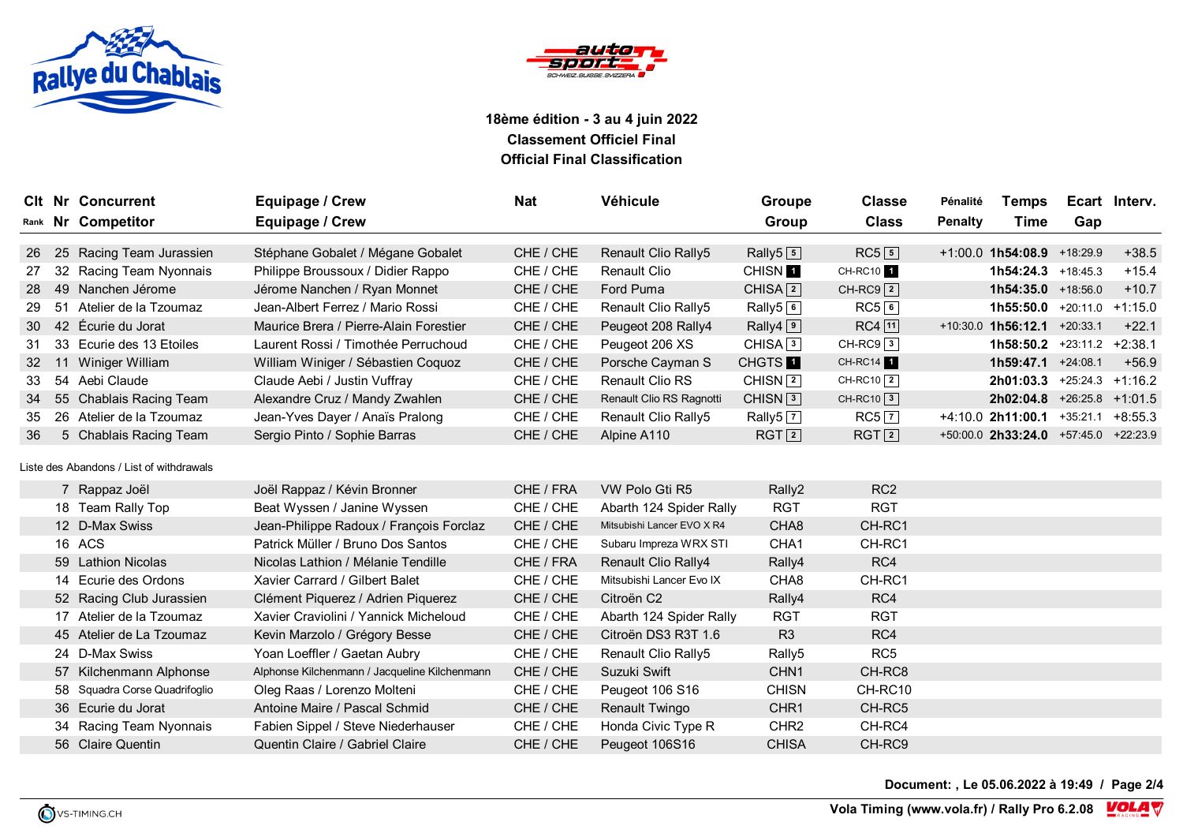**18ème édition - 3 au 4 juin 2022**
**Classement Officiel Final**
**Official Final Classification**

| Clt Rank | Nr | Concurrent / Competitor | Equipage / Crew | Nat | Véhicule | Groupe / Group | Classe / Class | Pénalité / Penalty | Temps / Time | Ecart / Gap | Interv. |
|---|---|---|---|---|---|---|---|---|---|---|---|
| 26 | 25 | Racing Team Jurassien | Stéphane Gobalet / Mégane Gobalet | CHE / CHE | Renault Clio Rally5 | Rally5 5 | RC5 5 | +1:00.0 | **1h54:08.9** | +18:29.9 | +38.5 |
| 27 | 32 | Racing Team Nyonnais | Philippe Broussoux / Didier Rappo | CHE / CHE | Renault Clio | CHISN 1 | CH-RC10 1 | | **1h54:24.3** | +18:45.3 | +15.4 |
| 28 | 49 | Nanchen Jérome | Jérome Nanchen / Ryan Monnet | CHE / CHE | Ford Puma | CHISA 2 | CH-RC9 2 | | **1h54:35.0** | +18:56.0 | +10.7 |
| 29 | 51 | Atelier de la Tzoumaz | Jean-Albert Ferrez / Mario Rossi | CHE / CHE | Renault Clio Rally5 | Rally5 6 | RC5 6 | | **1h55:50.0** | +20:11.0 | +1:15.0 |
| 30 | 42 | Écurie du Jorat | Maurice Brera / Pierre-Alain Forestier | CHE / CHE | Peugeot 208 Rally4 | Rally4 9 | RC4 11 | +10:30.0 | **1h56:12.1** | +20:33.1 | +22.1 |
| 31 | 33 | Ecurie des 13 Etoiles | Laurent Rossi / Timothée Perruchoud | CHE / CHE | Peugeot 206 XS | CHISA 3 | CH-RC9 3 | | **1h58:50.2** | +23:11.2 | +2:38.1 |
| 32 | 11 | Winiger William | William Winiger / Sébastien Coquoz | CHE / CHE | Porsche Cayman S | CHGTS 1 | CH-RC14 1 | | **1h59:47.1** | +24:08.1 | +56.9 |
| 33 | 54 | Aebi Claude | Claude Aebi / Justin Vuffray | CHE / CHE | Renault Clio RS | CHISN 2 | CH-RC10 2 | | **2h01:03.3** | +25:24.3 | +1:16.2 |
| 34 | 55 | Chablais Racing Team | Alexandre Cruz / Mandy Zwahlen | CHE / CHE | Renault Clio RS Ragnotti | CHISN 3 | CH-RC10 3 | | **2h02:04.8** | +26:25.8 | +1:01.5 |
| 35 | 26 | Atelier de la Tzoumaz | Jean-Yves Dayer / Anaïs Pralong | CHE / CHE | Renault Clio Rally5 | Rally5 7 | RC5 7 | +4:10.0 | **2h11:00.1** | +35:21.1 | +8:55.3 |
| 36 | 5 | Chablais Racing Team | Sergio Pinto / Sophie Barras | CHE / CHE | Alpine A110 | RGT 2 | RGT 2 | +50:00.0 | **2h33:24.0** | +57:45.0 | +22:23.9 |

Liste des Abandons / List of withdrawals

| Nr | Concurrent / Competitor | Equipage / Crew | Nat | Véhicule | Groupe / Group | Classe / Class |
|---|---|---|---|---|---|---|
| 7 | Rappaz Joël | Joël Rappaz / Kévin Bronner | CHE / FRA | VW Polo Gti R5 | Rally2 | RC2 |
| 18 | Team Rally Top | Beat Wyssen / Janine Wyssen | CHE / CHE | Abarth 124 Spider Rally | RGT | RGT |
| 12 | D-Max Swiss | Jean-Philippe Radoux / François Forclaz | CHE / CHE | Mitsubishi Lancer EVO X R4 | CHA8 | CH-RC1 |
| 16 | ACS | Patrick Müller / Bruno Dos Santos | CHE / CHE | Subaru Impreza WRX STI | CHA1 | CH-RC1 |
| 59 | Lathion Nicolas | Nicolas Lathion / Mélanie Tendille | CHE / FRA | Renault Clio Rally4 | Rally4 | RC4 |
| 14 | Ecurie des Ordons | Xavier Carrard / Gilbert Balet | CHE / CHE | Mitsubishi Lancer Evo IX | CHA8 | CH-RC1 |
| 52 | Racing Club Jurassien | Clément Piquerez / Adrien Piquerez | CHE / CHE | Citroën C2 | Rally4 | RC4 |
| 17 | Atelier de la Tzoumaz | Xavier Craviolini / Yannick Micheloud | CHE / CHE | Abarth 124 Spider Rally | RGT | RGT |
| 45 | Atelier de La Tzoumaz | Kevin Marzolo / Grégory Besse | CHE / CHE | Citroën DS3 R3T 1.6 | R3 | RC4 |
| 24 | D-Max Swiss | Yoan Loeffler / Gaetan Aubry | CHE / CHE | Renault Clio Rally5 | Rally5 | RC5 |
| 57 | Kilchenmann Alphonse | Alphonse Kilchenmann / Jacqueline Kilchenmann | CHE / CHE | Suzuki Swift | CHN1 | CH-RC8 |
| 58 | Squadra Corse Quadrifoglio | Oleg Raas / Lorenzo Molteni | CHE / CHE | Peugeot 106 S16 | CHISN | CH-RC10 |
| 36 | Ecurie du Jorat | Antoine Maire / Pascal Schmid | CHE / CHE | Renault Twingo | CHR1 | CH-RC5 |
| 34 | Racing Team Nyonnais | Fabien Sippel / Steve Niederhauser | CHE / CHE | Honda Civic Type R | CHR2 | CH-RC4 |
| 56 | Claire Quentin | Quentin Claire / Gabriel Claire | CHE / CHE | Peugeot 106S16 | CHISA | CH-RC9 |

**Document: , Le 05.06.2022 à 19:49**

Vola Timing (www.vola.fr) / Rally Pro 6.2.08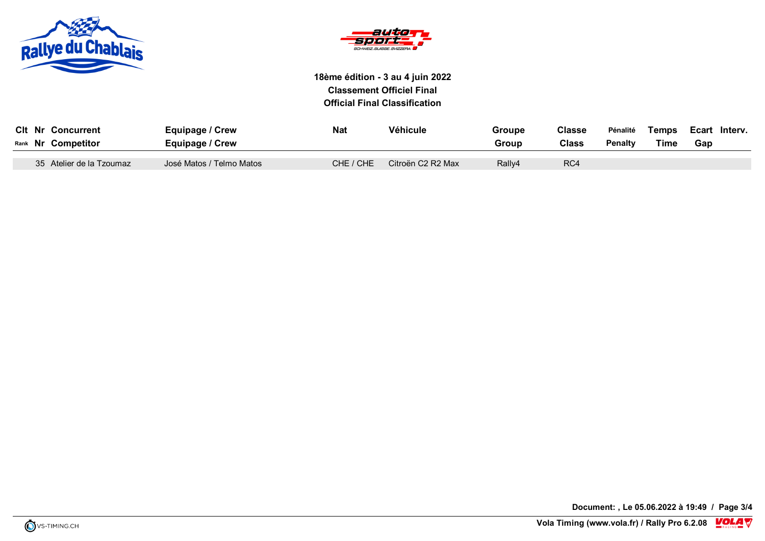**18ème édition - 3 au 4 juin 2022**
**Classement Officiel Final**
**Official Final Classification**

| Clt<br>Rank | Nr<br>Nr | Concurrent<br>Competitor | Equipage / Crew<br>Equipage / Crew | Nat | Véhicule | Groupe<br>Group | Classe<br>Class | Pénalité<br>Penalty | Temps<br>Time | Ecart<br>Gap | Interv. |
|---|---|---|---|---|---|---|---|---|---|---|---|
| | 35 | Atelier de la Tzoumaz | José Matos / Telmo Matos | CHE / CHE | Citroën C2 R2 Max | Rally4 | RC4 | | | | |

Document: , Le 05.06.2022 à 19:49

Vola Timing (www.vola.fr) / Rally Pro 6.2.08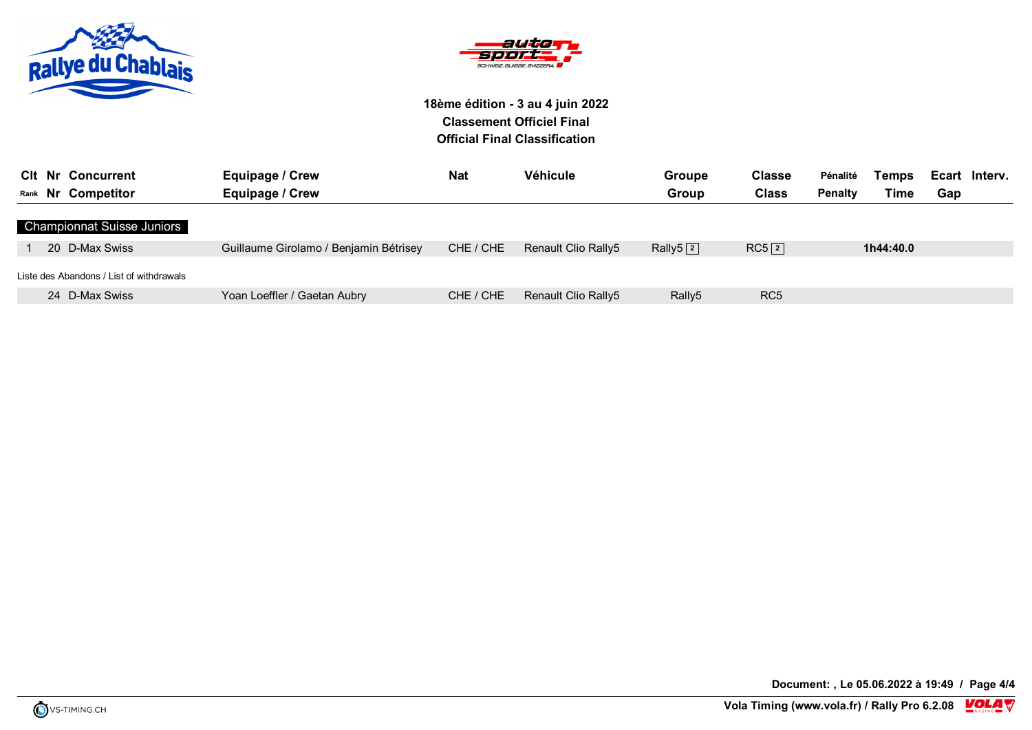**18ème édition - 3 au 4 juin 2022**
**Classement Officiel Final**
**Official Final Classification**

| Clt Rank | Nr | Concurrent Competitor | Equipage / Crew | Nat | Véhicule | Groupe Group | Classe Class | Pénalité Penalty | Temps Time | Ecart Gap | Interv. |
|---|---|---|---|---|---|---|---|---|---|---|---|
| **Championnat Suisse Juniors** | | | | | | | | | | | |
| 1 | 20 | D-Max Swiss | Guillaume Girolamo / Benjamin Bétrisey | CHE / CHE | Renault Clio Rally5 | Rally5 [2] | RC5 [2] | | **1h44:40.0** | | |

Liste des Abandons / List of withdrawals

| | Nr | Concurrent | Equipage / Crew | Nat | Véhicule | Groupe | Classe |
|---|---|---|---|---|---|---|---|
| | 24 | D-Max Swiss | Yoan Loeffler / Gaetan Aubry | CHE / CHE | Renault Clio Rally5 | Rally5 | RC5 |

Document: , Le 05.06.2022 à 19:49

VS-TIMING.CH

Vola Timing (www.vola.fr) / Rally Pro 6.2.08